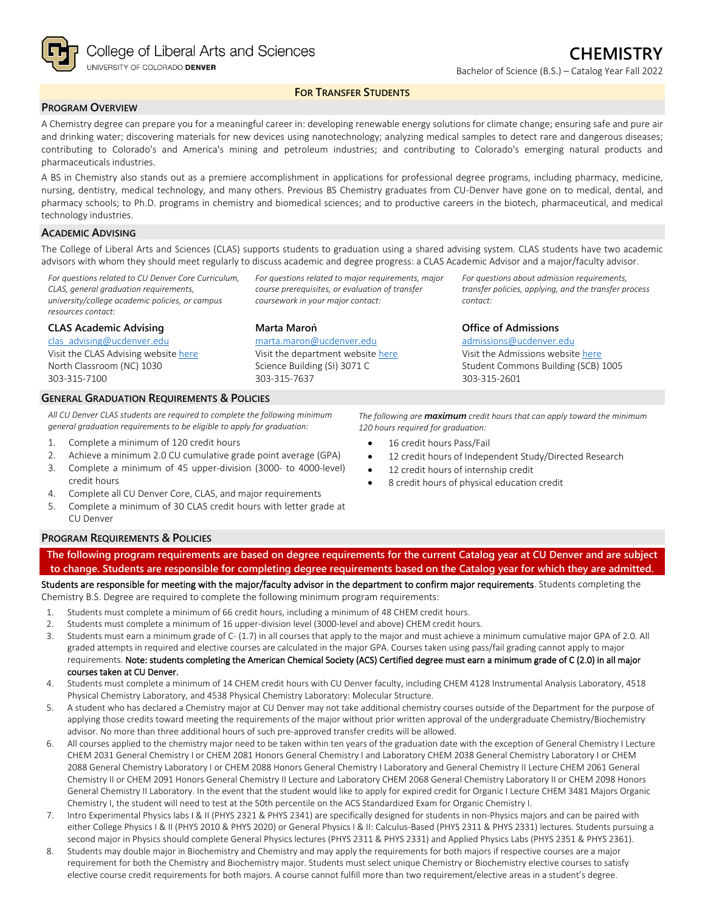College of Liberal Arts and Sciences
UNIVERSITY OF COLORADO **DENVER**

# CHEMISTRY

Bachelor of Science (B.S.) – Catalog Year Fall 2022

**FOR TRANSFER STUDENTS**

## PROGRAM OVERVIEW

A Chemistry degree can prepare you for a meaningful career in: developing renewable energy solutions for climate change; ensuring safe and pure air and drinking water; discovering materials for new devices using nanotechnology; analyzing medical samples to detect rare and dangerous diseases; contributing to Colorado's and America's mining and petroleum industries; and contributing to Colorado's emerging natural products and pharmaceuticals industries.

A BS in Chemistry also stands out as a premiere accomplishment in applications for professional degree programs, including pharmacy, medicine, nursing, dentistry, medical technology, and many others. Previous BS Chemistry graduates from CU-Denver have gone on to medical, dental, and pharmacy schools; to Ph.D. programs in chemistry and biomedical sciences; and to productive careers in the biotech, pharmaceutical, and medical technology industries.

## ACADEMIC ADVISING

The College of Liberal Arts and Sciences (CLAS) supports students to graduation using a shared advising system. CLAS students have two academic advisors with whom they should meet regularly to discuss academic and degree progress: a CLAS Academic Advisor and a major/faculty advisor.

*For questions related to CU Denver Core Curriculum, CLAS, general graduation requirements, university/college academic policies, or campus resources contact:*

**CLAS Academic Advising**
clas_advising@ucdenver.edu
Visit the CLAS Advising website here
North Classroom (NC) 1030
303-315-7100

*For questions related to major requirements, major course prerequisites, or evaluation of transfer coursework in your major contact:*

**Marta Maroń**
marta.maron@ucdenver.edu
Visit the department website here
Science Building (SI) 3071 C
303-315-7637

*For questions about admission requirements, transfer policies, applying, and the transfer process contact:*

**Office of Admissions**
admissions@ucdenver.edu
Visit the Admissions website here
Student Commons Building (SCB) 1005
303-315-2601

## GENERAL GRADUATION REQUIREMENTS & POLICIES

*All CU Denver CLAS students are required to complete the following minimum general graduation requirements to be eligible to apply for graduation:*

1. Complete a minimum of 120 credit hours
2. Achieve a minimum 2.0 CU cumulative grade point average (GPA)
3. Complete a minimum of 45 upper-division (3000- to 4000-level) credit hours
4. Complete all CU Denver Core, CLAS, and major requirements
5. Complete a minimum of 30 CLAS credit hours with letter grade at CU Denver

*The following are* ***maximum*** *credit hours that can apply toward the minimum 120 hours required for graduation:*

- 16 credit hours Pass/Fail
- 12 credit hours of Independent Study/Directed Research
- 12 credit hours of internship credit
- 8 credit hours of physical education credit

## PROGRAM REQUIREMENTS & POLICIES

**The following program requirements are based on degree requirements for the current Catalog year at CU Denver and are subject to change. Students are responsible for completing degree requirements based on the Catalog year for which they are admitted.**

Students are responsible for meeting with the major/faculty advisor in the department to confirm major requirements. Students completing the Chemistry B.S. Degree are required to complete the following minimum program requirements:

1. Students must complete a minimum of 66 credit hours, including a minimum of 48 CHEM credit hours.
2. Students must complete a minimum of 16 upper-division level (3000-level and above) CHEM credit hours.
3. Students must earn a minimum grade of C- (1.7) in all courses that apply to the major and must achieve a minimum cumulative major GPA of 2.0. All graded attempts in required and elective courses are calculated in the major GPA. Courses taken using pass/fail grading cannot apply to major requirements. **Note: students completing the American Chemical Society (ACS) Certified degree must earn a minimum grade of C (2.0) in all major courses taken at CU Denver.**
4. Students must complete a minimum of 14 CHEM credit hours with CU Denver faculty, including CHEM 4128 Instrumental Analysis Laboratory, 4518 Physical Chemistry Laboratory, and 4538 Physical Chemistry Laboratory: Molecular Structure.
5. A student who has declared a Chemistry major at CU Denver may not take additional chemistry courses outside of the Department for the purpose of applying those credits toward meeting the requirements of the major without prior written approval of the undergraduate Chemistry/Biochemistry advisor. No more than three additional hours of such pre-approved transfer credits will be allowed.
6. All courses applied to the chemistry major need to be taken within ten years of the graduation date with the exception of General Chemistry I Lecture CHEM 2031 General Chemistry I or CHEM 2081 Honors General Chemistry I and Laboratory CHEM 2038 General Chemistry Laboratory I or CHEM 2088 General Chemistry Laboratory I or CHEM 2088 Honors General Chemistry I Laboratory and General Chemistry II Lecture CHEM 2061 General Chemistry II or CHEM 2091 Honors General Chemistry II Lecture and Laboratory CHEM 2068 General Chemistry Laboratory II or CHEM 2098 Honors General Chemistry II Laboratory. In the event that the student would like to apply for expired credit for Organic I Lecture CHEM 3481 Majors Organic Chemistry I, the student will need to test at the 50th percentile on the ACS Standardized Exam for Organic Chemistry I.
7. Intro Experimental Physics labs I & II (PHYS 2321 & PHYS 2341) are specifically designed for students in non-Physics majors and can be paired with either College Physics I & II (PHYS 2010 & PHYS 2020) or General Physics I & II: Calculus-Based (PHYS 2311 & PHYS 2331) lectures. Students pursuing a second major in Physics should complete General Physics lectures (PHYS 2311 & PHYS 2331) and Applied Physics Labs (PHYS 2351 & PHYS 2361).
8. Students may double major in Biochemistry and Chemistry and may apply the requirements for both majors if respective courses are a major requirement for both the Chemistry and Biochemistry major. Students must select unique Chemistry or Biochemistry elective courses to satisfy elective course credit requirements for both majors. A course cannot fulfill more than two requirement/elective areas in a student's degree.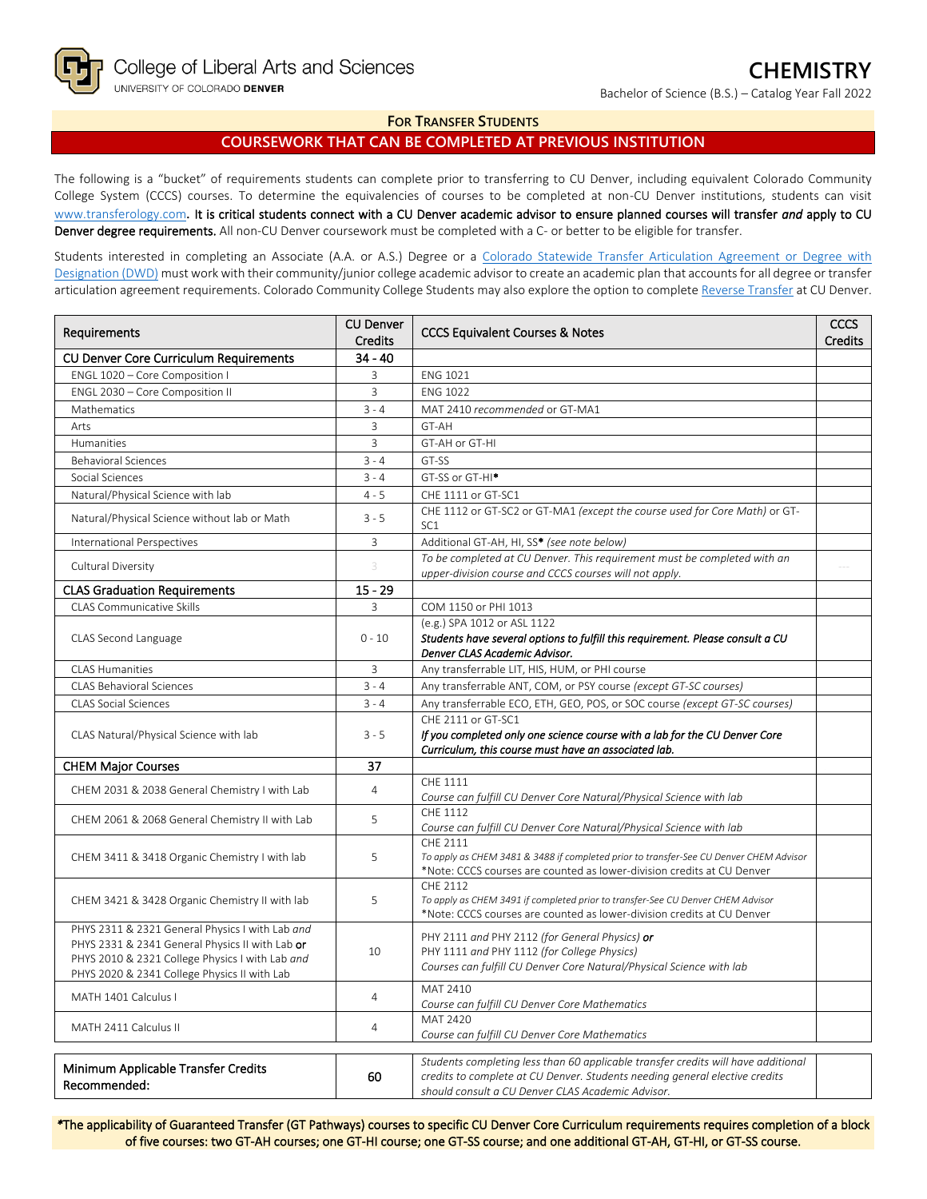College of Liberal Arts and Sciences
UNIVERSITY OF COLORADO DENVER

# CHEMISTRY

Bachelor of Science (B.S.) – Catalog Year Fall 2022

## FOR TRANSFER STUDENTS

## COURSEWORK THAT CAN BE COMPLETED AT PREVIOUS INSTITUTION

The following is a "bucket" of requirements students can complete prior to transferring to CU Denver, including equivalent Colorado Community College System (CCCS) courses. To determine the equivalencies of courses to be completed at non-CU Denver institutions, students can visit www.transferology.com. **It is critical students connect with a CU Denver academic advisor to ensure planned courses will transfer *and* apply to CU Denver degree requirements.** All non-CU Denver coursework must be completed with a C- or better to be eligible for transfer.

Students interested in completing an Associate (A.A. or A.S.) Degree or a Colorado Statewide Transfer Articulation Agreement or Degree with Designation (DWD) must work with their community/junior college academic advisor to create an academic plan that accounts for all degree or transfer articulation agreement requirements. Colorado Community College Students may also explore the option to complete Reverse Transfer at CU Denver.

| Requirements | CU Denver Credits | CCCS Equivalent Courses & Notes | CCCS Credits |
|---|---|---|---|
| **CU Denver Core Curriculum Requirements** | **34 - 40** | | |
| ENGL 1020 – Core Composition I | 3 | ENG 1021 | |
| ENGL 2030 – Core Composition II | 3 | ENG 1022 | |
| Mathematics | 3 - 4 | MAT 2410 *recommended* or GT-MA1 | |
| Arts | 3 | GT-AH | |
| Humanities | 3 | GT-AH or GT-HI | |
| Behavioral Sciences | 3 - 4 | GT-SS | |
| Social Sciences | 3 - 4 | GT-SS or GT-HI* | |
| Natural/Physical Science with lab | 4 - 5 | CHE 1111 or GT-SC1 | |
| Natural/Physical Science without lab or Math | 3 - 5 | CHE 1112 or GT-SC2 or GT-MA1 *(except the course used for Core Math)* or GT-SC1 | |
| International Perspectives | 3 | Additional GT-AH, HI, SS* *(see note below)* | |
| Cultural Diversity | 3 | *To be completed at CU Denver. This requirement must be completed with an upper-division course and CCCS courses will not apply.* | --- |
| **CLAS Graduation Requirements** | **15 - 29** | | |
| CLAS Communicative Skills | 3 | COM 1150 or PHI 1013 | |
| CLAS Second Language | 0 - 10 | (e.g.) SPA 1012 or ASL 1122<br>***Students have several options to fulfill this requirement. Please consult a CU Denver CLAS Academic Advisor.*** | |
| CLAS Humanities | 3 | Any transferrable LIT, HIS, HUM, or PHI course | |
| CLAS Behavioral Sciences | 3 - 4 | Any transferrable ANT, COM, or PSY course *(except GT-SC courses)* | |
| CLAS Social Sciences | 3 - 4 | Any transferrable ECO, ETH, GEO, POS, or SOC course *(except GT-SC courses)* | |
| CLAS Natural/Physical Science with lab | 3 - 5 | CHE 2111 or GT-SC1<br>***If you completed only one science course with a lab for the CU Denver Core Curriculum, this course must have an associated lab.*** | |
| **CHEM Major Courses** | **37** | | |
| CHEM 2031 & 2038 General Chemistry I with Lab | 4 | CHE 1111<br>*Course can fulfill CU Denver Core Natural/Physical Science with lab* | |
| CHEM 2061 & 2068 General Chemistry II with Lab | 5 | CHE 1112<br>*Course can fulfill CU Denver Core Natural/Physical Science with lab* | |
| CHEM 3411 & 3418 Organic Chemistry I with lab | 5 | CHE 2111<br>*To apply as CHEM 3481 & 3488 if completed prior to transfer-See CU Denver CHEM Advisor*<br>*Note: CCCS courses are counted as lower-division credits at CU Denver | |
| CHEM 3421 & 3428 Organic Chemistry II with lab | 5 | CHE 2112<br>*To apply as CHEM 3491 if completed prior to transfer-See CU Denver CHEM Advisor*<br>*Note: CCCS courses are counted as lower-division credits at CU Denver | |
| PHYS 2311 & 2321 General Physics I with Lab *and* PHYS 2331 & 2341 General Physics II with Lab **or** PHYS 2010 & 2321 College Physics I with Lab *and* PHYS 2020 & 2341 College Physics II with Lab | 10 | PHY 2111 *and* PHY 2112 *(for General Physics)* ***or***<br>PHY 1111 *and* PHY 1112 *(for College Physics)*<br>*Courses can fulfill CU Denver Core Natural/Physical Science with lab* | |
| MATH 1401 Calculus I | 4 | MAT 2410<br>*Course can fulfill CU Denver Core Mathematics* | |
| MATH 2411 Calculus II | 4 | MAT 2420<br>*Course can fulfill CU Denver Core Mathematics* | |

| Minimum Applicable Transfer Credits Recommended: | 60 | *Students completing less than 60 applicable transfer credits will have additional credits to complete at CU Denver. Students needing general elective credits should consult a CU Denver CLAS Academic Advisor.* | |
|---|---|---|---|

*The applicability of Guaranteed Transfer (GT Pathways) courses to specific CU Denver Core Curriculum requirements requires completion of a block of five courses: two GT-AH courses; one GT-HI course; one GT-SS course; and one additional GT-AH, GT-HI, or GT-SS course.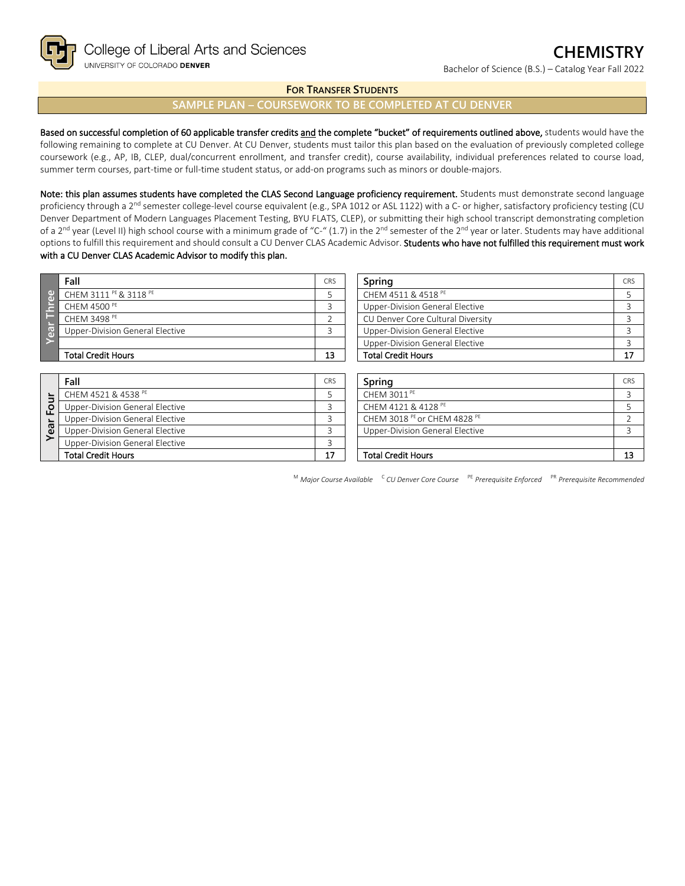# CHEMISTRY

Bachelor of Science (B.S.) – Catalog Year Fall 2022

## For Transfer Students

## Sample Plan – Coursework to be Completed at CU Denver

**Based on successful completion of 60 applicable transfer credits and the complete "bucket" of requirements outlined above,** students would have the following remaining to complete at CU Denver. At CU Denver, students must tailor this plan based on the evaluation of previously completed college coursework (e.g., AP, IB, CLEP, dual/concurrent enrollment, and transfer credit), course availability, individual preferences related to course load, summer term courses, part-time or full-time student status, or add-on programs such as minors or double-majors.

**Note: this plan assumes students have completed the CLAS Second Language proficiency requirement.** Students must demonstrate second language proficiency through a 2nd semester college-level course equivalent (e.g., SPA 1012 or ASL 1122) with a C- or higher, satisfactory proficiency testing (CU Denver Department of Modern Languages Placement Testing, BYU FLATS, CLEP), or submitting their high school transcript demonstrating completion of a 2nd year (Level II) high school course with a minimum grade of "C-" (1.7) in the 2nd semester of the 2nd year or later. Students may have additional options to fulfill this requirement and should consult a CU Denver CLAS Academic Advisor. **Students who have not fulfilled this requirement must work with a CU Denver CLAS Academic Advisor to modify this plan.**

### Year Three

| Fall | CRS |
|---|---|
| CHEM 3111 [PE] & 3118 [PE] | 5 |
| CHEM 4500 [PE] | 3 |
| CHEM 3498 [PE] | 2 |
| Upper-Division General Elective | 3 |
| | |
| **Total Credit Hours** | **13** |

| Spring | CRS |
|---|---|
| CHEM 4511 & 4518 [PE] | 5 |
| Upper-Division General Elective | 3 |
| CU Denver Core Cultural Diversity | 3 |
| Upper-Division General Elective | 3 |
| Upper-Division General Elective | 3 |
| **Total Credit Hours** | **17** |

### Year Four

| Fall | CRS |
|---|---|
| CHEM 4521 & 4538 [PE] | 5 |
| Upper-Division General Elective | 3 |
| Upper-Division General Elective | 3 |
| Upper-Division General Elective | 3 |
| Upper-Division General Elective | 3 |
| **Total Credit Hours** | **17** |

| Spring | CRS |
|---|---|
| CHEM 3011 [PE] | 3 |
| CHEM 4121 & 4128 [PE] | 5 |
| CHEM 3018 [PE] or CHEM 4828 [PE] | 2 |
| Upper-Division General Elective | 3 |
| | |
| **Total Credit Hours** | **13** |

[M] *Major Course Available* [C] *CU Denver Core Course* [PE] *Prerequisite Enforced* [PR] *Prerequisite Recommended*